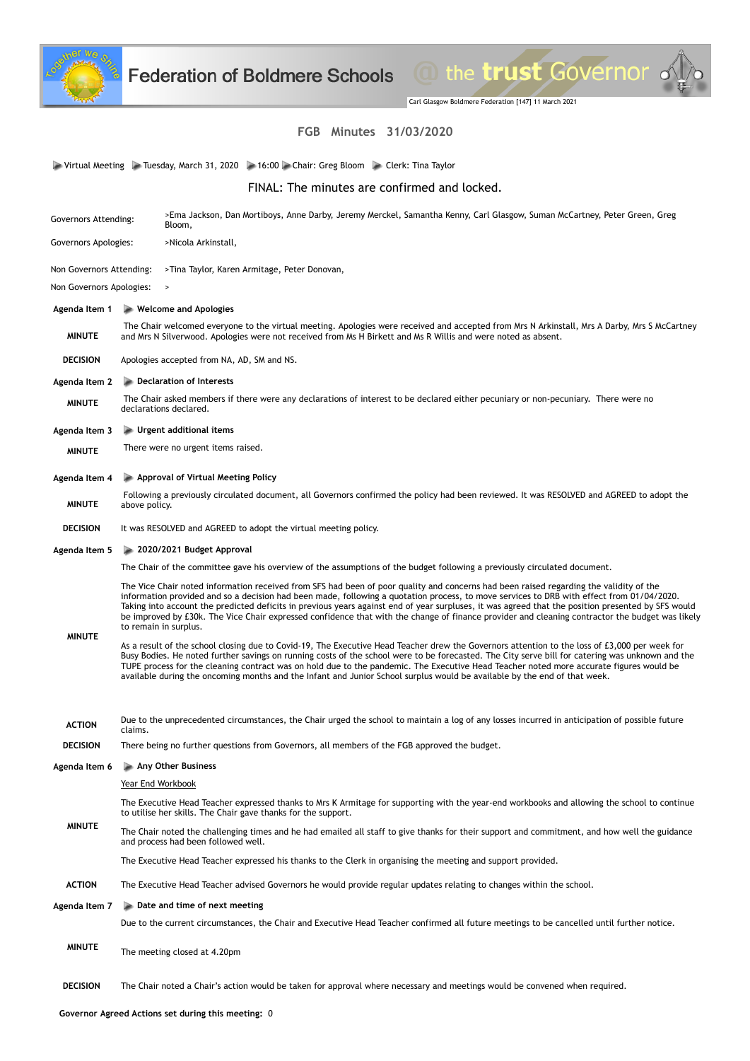# FGB Minutes 31/03/2020

Virtual Meeting | Tuesday, March 31, 2020 | 16:00 | Chair: Greg Bloom | Clerk: Tina Taylor

**FINAL: The minutes are confirmed and locked.**

| | |
|---|---|
| Governors Attending: | >Ema Jackson, Dan Mortiboys, Anne Darby, Jeremy Merckel, Samantha Kenny, Carl Glasgow, Suman McCartney, Peter Green, Greg Bloom, |
| Governors Apologies: | >Nicola Arkinstall, |
| Non Governors Attending: | >Tina Taylor, Karen Armitage, Peter Donovan, |
| Non Governors Apologies: | > |

## Agenda Item 1 — Welcome and Apologies

**MINUTE**
The Chair welcomed everyone to the virtual meeting. Apologies were received and accepted from Mrs N Arkinstall, Mrs A Darby, Mrs S McCartney and Mrs N Silverwood. Apologies were not received from Ms H Birkett and Ms R Willis and were noted as absent.

**DECISION**
Apologies accepted from NA, AD, SM and NS.

## Agenda Item 2 — Declaration of Interests

**MINUTE**
The Chair asked members if there were any declarations of interest to be declared either pecuniary or non-pecuniary. There were no declarations declared.

## Agenda Item 3 — Urgent additional items

**MINUTE**
There were no urgent items raised.

## Agenda Item 4 — Approval of Virtual Meeting Policy

**MINUTE**
Following a previously circulated document, all Governors confirmed the policy had been reviewed. It was RESOLVED and AGREED to adopt the above policy.

**DECISION**
It was RESOLVED and AGREED to adopt the virtual meeting policy.

## Agenda Item 5 — 2020/2021 Budget Approval

**MINUTE**
The Chair of the committee gave his overview of the assumptions of the budget following a previously circulated document.

The Vice Chair noted information received from SFS had been of poor quality and concerns had been raised regarding the validity of the information provided and so a decision had been made, following a quotation process, to move services to DRB with effect from 01/04/2020. Taking into account the predicted deficits in previous years against end of year surpluses, it was agreed that the position presented by SFS would be improved by £30k. The Vice Chair expressed confidence that with the change of finance provider and cleaning contractor the budget was likely to remain in surplus.

As a result of the school closing due to Covid-19, The Executive Head Teacher drew the Governors attention to the loss of £3,000 per week for Busy Bodies. He noted further savings on running costs of the school were to be forecasted. The City serve bill for catering was unknown and the TUPE process for the cleaning contract was on hold due to the pandemic. The Executive Head Teacher noted more accurate figures would be available during the oncoming months and the Infant and Junior School surplus would be available by the end of that week.

**ACTION**
Due to the unprecedented circumstances, the Chair urged the school to maintain a log of any losses incurred in anticipation of possible future claims.

**DECISION**
There being no further questions from Governors, all members of the FGB approved the budget.

## Agenda Item 6 — Any Other Business

**MINUTE**
Year End Workbook

The Executive Head Teacher expressed thanks to Mrs K Armitage for supporting with the year-end workbooks and allowing the school to continue to utilise her skills. The Chair gave thanks for the support.

The Chair noted the challenging times and he had emailed all staff to give thanks for their support and commitment, and how well the guidance and process had been followed well.

The Executive Head Teacher expressed his thanks to the Clerk in organising the meeting and support provided.

**ACTION**
The Executive Head Teacher advised Governors he would provide regular updates relating to changes within the school.

## Agenda Item 7 — Date and time of next meeting

**MINUTE**
Due to the current circumstances, the Chair and Executive Head Teacher confirmed all future meetings to be cancelled until further notice.

The meeting closed at 4.20pm

**DECISION**
The Chair noted a Chair's action would be taken for approval where necessary and meetings would be convened when required.

**Governor Agreed Actions set during this meeting:** 0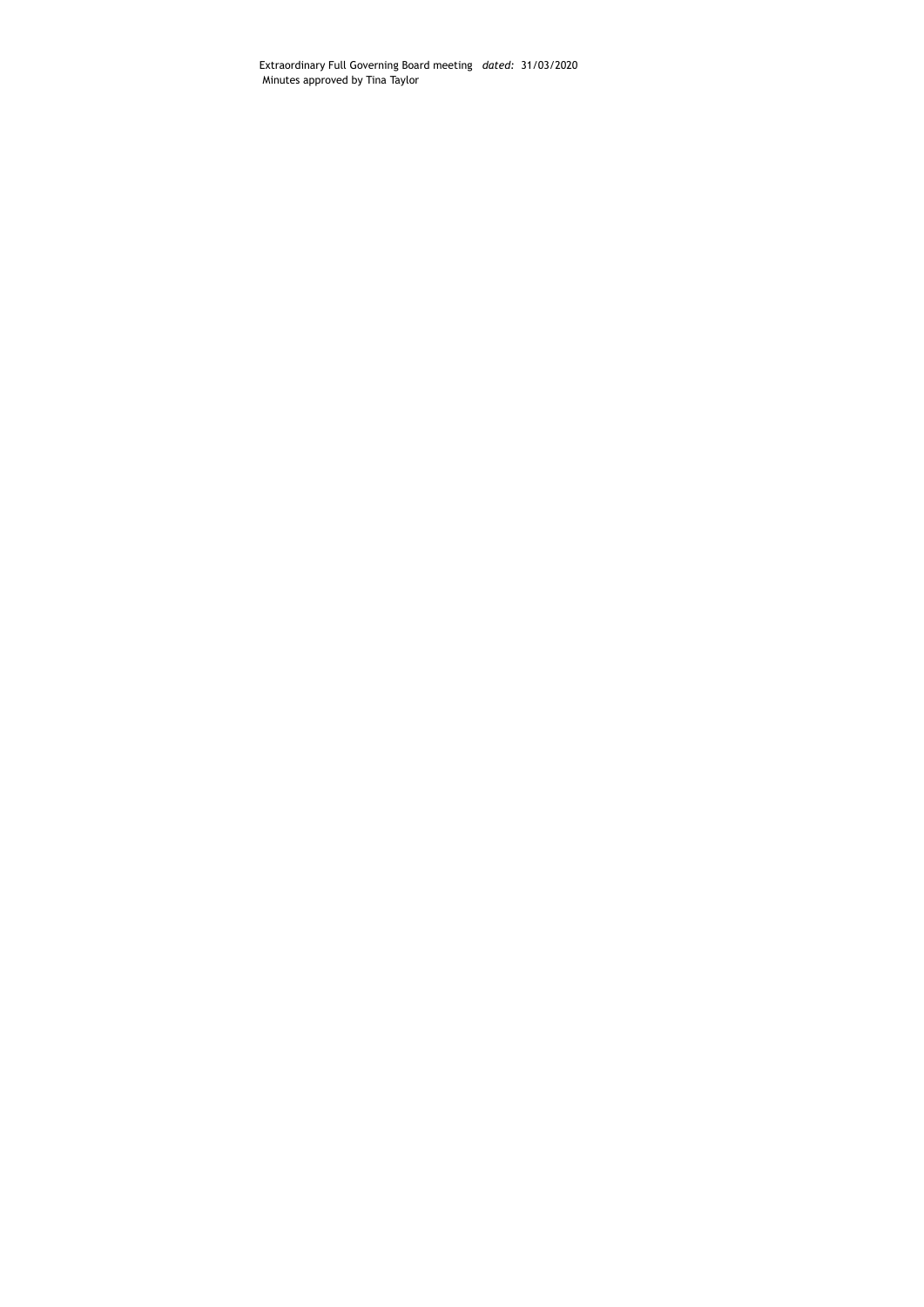Extraordinary Full Governing Board meeting *dated:* 31/03/2020
Minutes approved by Tina Taylor